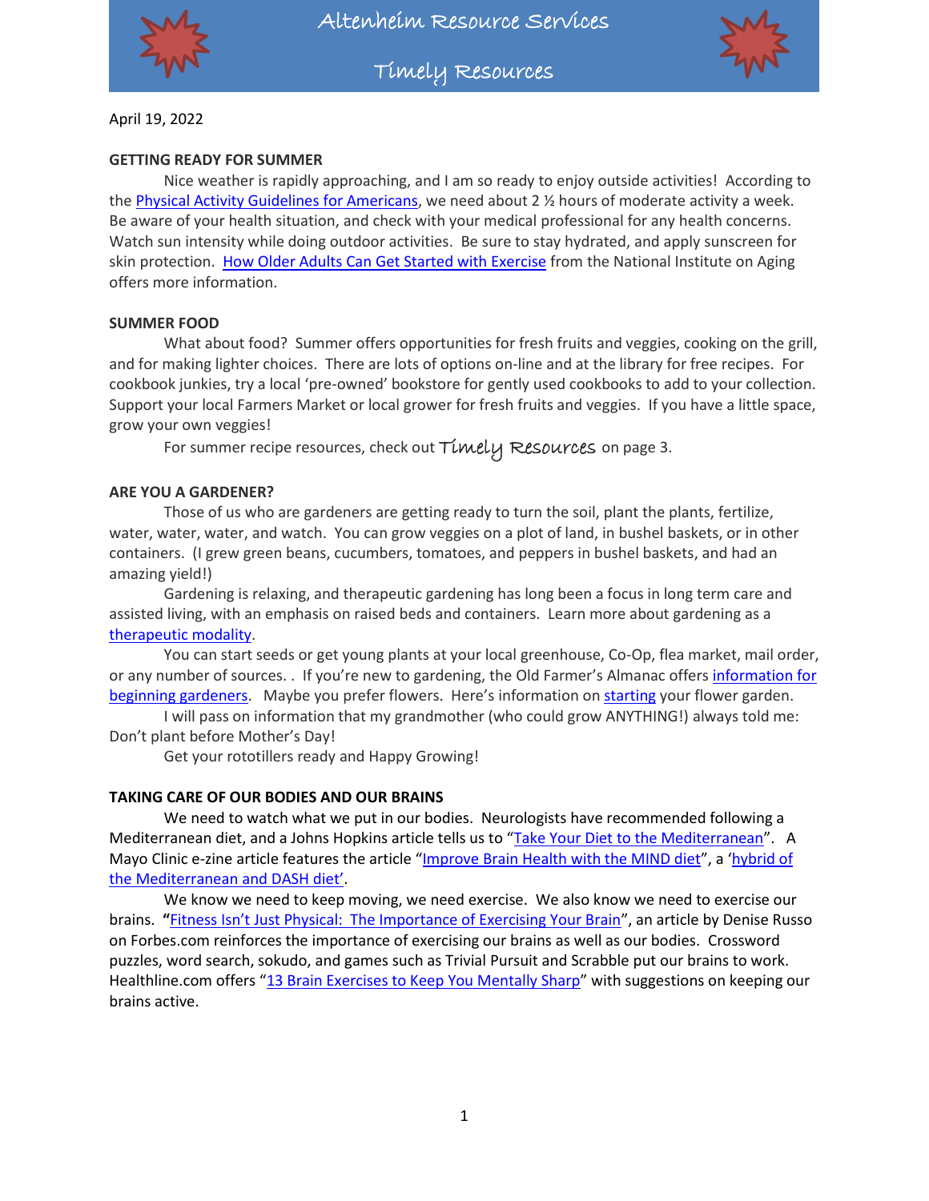# Altenheim Resource Services

## Timely Resources

April 19, 2022

**GETTING READY FOR SUMMER**

Nice weather is rapidly approaching, and I am so ready to enjoy outside activities! According to the Physical Activity Guidelines for Americans, we need about 2 ½ hours of moderate activity a week. Be aware of your health situation, and check with your medical professional for any health concerns. Watch sun intensity while doing outdoor activities. Be sure to stay hydrated, and apply sunscreen for skin protection. How Older Adults Can Get Started with Exercise from the National Institute on Aging offers more information.

**SUMMER FOOD**

What about food? Summer offers opportunities for fresh fruits and veggies, cooking on the grill, and for making lighter choices. There are lots of options on-line and at the library for free recipes. For cookbook junkies, try a local 'pre-owned' bookstore for gently used cookbooks to add to your collection. Support your local Farmers Market or local grower for fresh fruits and veggies. If you have a little space, grow your own veggies!

For summer recipe resources, check out *Timely Resources* on page 3.

**ARE YOU A GARDENER?**

Those of us who are gardeners are getting ready to turn the soil, plant the plants, fertilize, water, water, water, and watch. You can grow veggies on a plot of land, in bushel baskets, or in other containers. (I grew green beans, cucumbers, tomatoes, and peppers in bushel baskets, and had an amazing yield!)

Gardening is relaxing, and therapeutic gardening has long been a focus in long term care and assisted living, with an emphasis on raised beds and containers. Learn more about gardening as a therapeutic modality.

You can start seeds or get young plants at your local greenhouse, Co-Op, flea market, mail order, or any number of sources. . If you're new to gardening, the Old Farmer's Almanac offers information for beginning gardeners. Maybe you prefer flowers. Here's information on starting your flower garden.

I will pass on information that my grandmother (who could grow ANYTHING!) always told me: Don't plant before Mother's Day!

Get your rototillers ready and Happy Growing!

**TAKING CARE OF OUR BODIES AND OUR BRAINS**

We need to watch what we put in our bodies. Neurologists have recommended following a Mediterranean diet, and a Johns Hopkins article tells us to "Take Your Diet to the Mediterranean". A Mayo Clinic e-zine article features the article "Improve Brain Health with the MIND diet", a 'hybrid of the Mediterranean and DASH diet'.

We know we need to keep moving, we need exercise. We also know we need to exercise our brains. **"**Fitness Isn't Just Physical: The Importance of Exercising Your Brain", an article by Denise Russo on Forbes.com reinforces the importance of exercising our brains as well as our bodies. Crossword puzzles, word search, sokudo, and games such as Trivial Pursuit and Scrabble put our brains to work. Healthline.com offers "13 Brain Exercises to Keep You Mentally Sharp" with suggestions on keeping our brains active.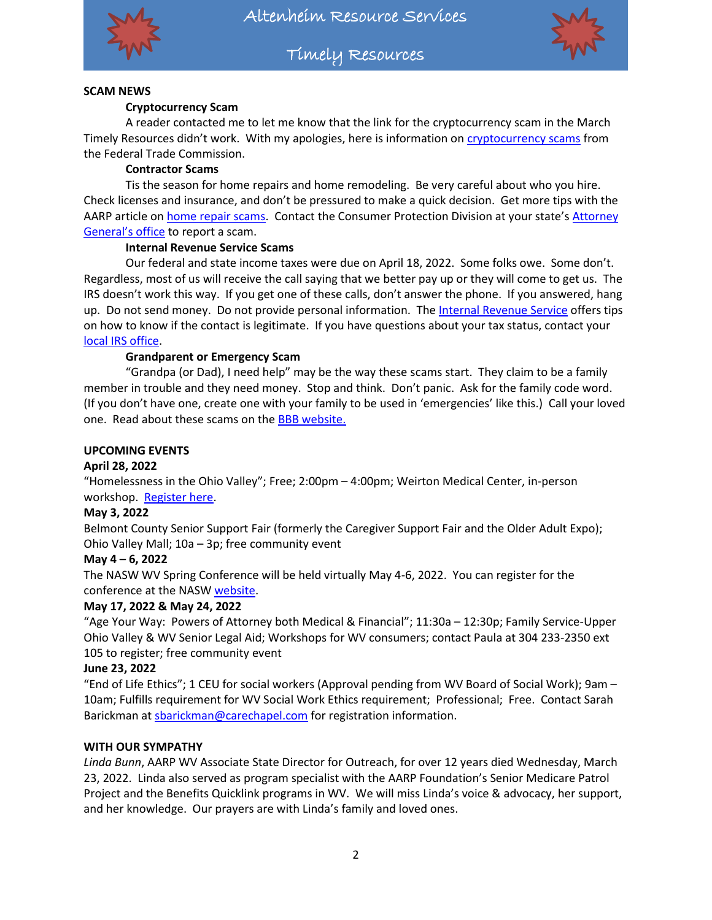## SCAM NEWS

### Cryptocurrency Scam

A reader contacted me to let me know that the link for the cryptocurrency scam in the March Timely Resources didn't work. With my apologies, here is information on cryptocurrency scams from the Federal Trade Commission.

### Contractor Scams

Tis the season for home repairs and home remodeling. Be very careful about who you hire. Check licenses and insurance, and don't be pressured to make a quick decision. Get more tips with the AARP article on home repair scams. Contact the Consumer Protection Division at your state's Attorney General's office to report a scam.

### Internal Revenue Service Scams

Our federal and state income taxes were due on April 18, 2022. Some folks owe. Some don't. Regardless, most of us will receive the call saying that we better pay up or they will come to get us. The IRS doesn't work this way. If you get one of these calls, don't answer the phone. If you answered, hang up. Do not send money. Do not provide personal information. The Internal Revenue Service offers tips on how to know if the contact is legitimate. If you have questions about your tax status, contact your local IRS office.

### Grandparent or Emergency Scam

"Grandpa (or Dad), I need help" may be the way these scams start. They claim to be a family member in trouble and they need money. Stop and think. Don't panic. Ask for the family code word. (If you don't have one, create one with your family to be used in 'emergencies' like this.) Call your loved one. Read about these scams on the BBB website.

## UPCOMING EVENTS

**April 28, 2022**

"Homelessness in the Ohio Valley"; Free; 2:00pm – 4:00pm; Weirton Medical Center, in-person workshop. Register here.

**May 3, 2022**

Belmont County Senior Support Fair (formerly the Caregiver Support Fair and the Older Adult Expo); Ohio Valley Mall; 10a – 3p; free community event

**May 4 – 6, 2022**

The NASW WV Spring Conference will be held virtually May 4-6, 2022. You can register for the conference at the NASW website.

**May 17, 2022 & May 24, 2022**

"Age Your Way: Powers of Attorney both Medical & Financial"; 11:30a – 12:30p; Family Service-Upper Ohio Valley & WV Senior Legal Aid; Workshops for WV consumers; contact Paula at 304 233-2350 ext 105 to register; free community event

**June 23, 2022**

"End of Life Ethics"; 1 CEU for social workers (Approval pending from WV Board of Social Work); 9am – 10am; Fulfills requirement for WV Social Work Ethics requirement; Professional; Free. Contact Sarah Barickman at sbarickman@carechapel.com for registration information.

## WITH OUR SYMPATHY

*Linda Bunn*, AARP WV Associate State Director for Outreach, for over 12 years died Wednesday, March 23, 2022. Linda also served as program specialist with the AARP Foundation's Senior Medicare Patrol Project and the Benefits Quicklink programs in WV. We will miss Linda's voice & advocacy, her support, and her knowledge. Our prayers are with Linda's family and loved ones.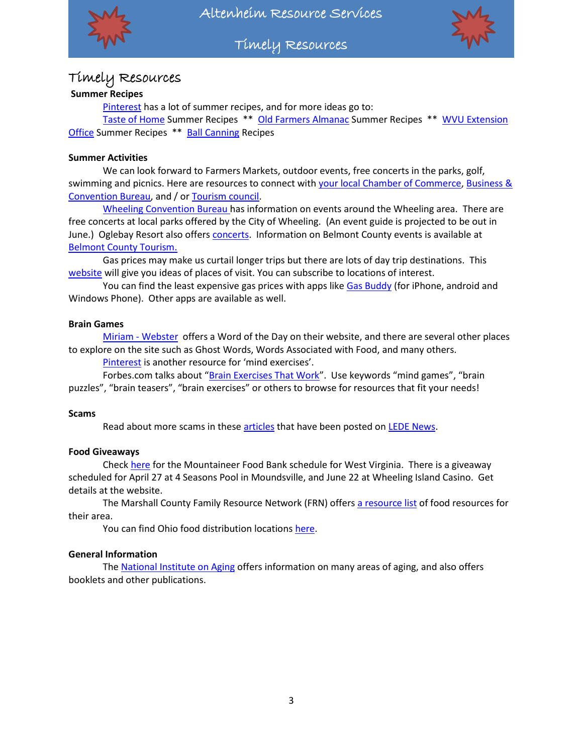# Timely Resources

**Summer Recipes**

Pinterest has a lot of summer recipes, and for more ideas go to:

Taste of Home Summer Recipes ** Old Farmers Almanac Summer Recipes ** WVU Extension Office Summer Recipes ** Ball Canning Recipes

**Summer Activities**

We can look forward to Farmers Markets, outdoor events, free concerts in the parks, golf, swimming and picnics. Here are resources to connect with your local Chamber of Commerce, Business & Convention Bureau, and / or Tourism council.

Wheeling Convention Bureau has information on events around the Wheeling area. There are free concerts at local parks offered by the City of Wheeling. (An event guide is projected to be out in June.) Oglebay Resort also offers concerts. Information on Belmont County events is available at Belmont County Tourism.

Gas prices may make us curtail longer trips but there are lots of day trip destinations. This website will give you ideas of places of visit. You can subscribe to locations of interest.

You can find the least expensive gas prices with apps like Gas Buddy (for iPhone, android and Windows Phone). Other apps are available as well.

**Brain Games**

Miriam - Webster offers a Word of the Day on their website, and there are several other places to explore on the site such as Ghost Words, Words Associated with Food, and many others.

Pinterest is another resource for 'mind exercises'.

Forbes.com talks about "Brain Exercises That Work". Use keywords "mind games", "brain puzzles", "brain teasers", "brain exercises" or others to browse for resources that fit your needs!

**Scams**

Read about more scams in these articles that have been posted on LEDE News.

**Food Giveaways**

Check here for the Mountaineer Food Bank schedule for West Virginia. There is a giveaway scheduled for April 27 at 4 Seasons Pool in Moundsville, and June 22 at Wheeling Island Casino. Get details at the website.

The Marshall County Family Resource Network (FRN) offers a resource list of food resources for their area.

You can find Ohio food distribution locations here.

**General Information**

The National Institute on Aging offers information on many areas of aging, and also offers booklets and other publications.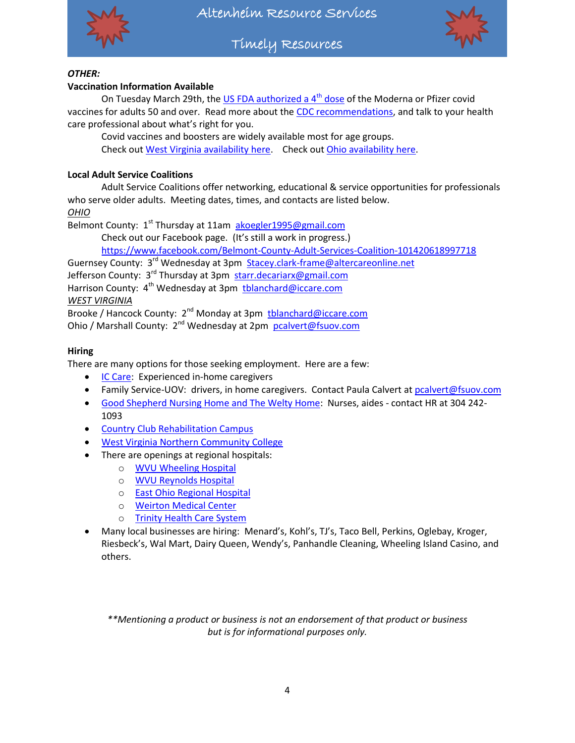***OTHER:***

**Vaccination Information Available**

On Tuesday March 29th, the US FDA authorized a 4th dose of the Moderna or Pfizer covid vaccines for adults 50 and over. Read more about the CDC recommendations, and talk to your health care professional about what's right for you.

Covid vaccines and boosters are widely available most for age groups.

Check out West Virginia availability here. Check out Ohio availability here.

**Local Adult Service Coalitions**

Adult Service Coalitions offer networking, educational & service opportunities for professionals who serve older adults. Meeting dates, times, and contacts are listed below.

*OHIO*

Belmont County: 1st Thursday at 11am akoegler1995@gmail.com

Check out our Facebook page. (It's still a work in progress.)

https://www.facebook.com/Belmont-County-Adult-Services-Coalition-101420618997718

Guernsey County: 3rd Wednesday at 3pm Stacey.clark-frame@altercareonline.net

Jefferson County: 3rd Thursday at 3pm starr.decariarx@gmail.com

Harrison County: 4th Wednesday at 3pm tblanchard@iccare.com

*WEST VIRGINIA*

Brooke / Hancock County: 2nd Monday at 3pm tblanchard@iccare.com

Ohio / Marshall County: 2nd Wednesday at 2pm pcalvert@fsuov.com

**Hiring**

There are many options for those seeking employment. Here are a few:

- IC Care: Experienced in-home caregivers
- Family Service-UOV: drivers, in home caregivers. Contact Paula Calvert at pcalvert@fsuov.com
- Good Shepherd Nursing Home and The Welty Home: Nurses, aides - contact HR at 304 242-1093
- Country Club Rehabilitation Campus
- West Virginia Northern Community College
- There are openings at regional hospitals:
  - WVU Wheeling Hospital
  - WVU Reynolds Hospital
  - East Ohio Regional Hospital
  - Weirton Medical Center
  - Trinity Health Care System
- Many local businesses are hiring: Menard's, Kohl's, TJ's, Taco Bell, Perkins, Oglebay, Kroger, Riesbeck's, Wal Mart, Dairy Queen, Wendy's, Panhandle Cleaning, Wheeling Island Casino, and others.

*\*\*Mentioning a product or business is not an endorsement of that product or business but is for informational purposes only.*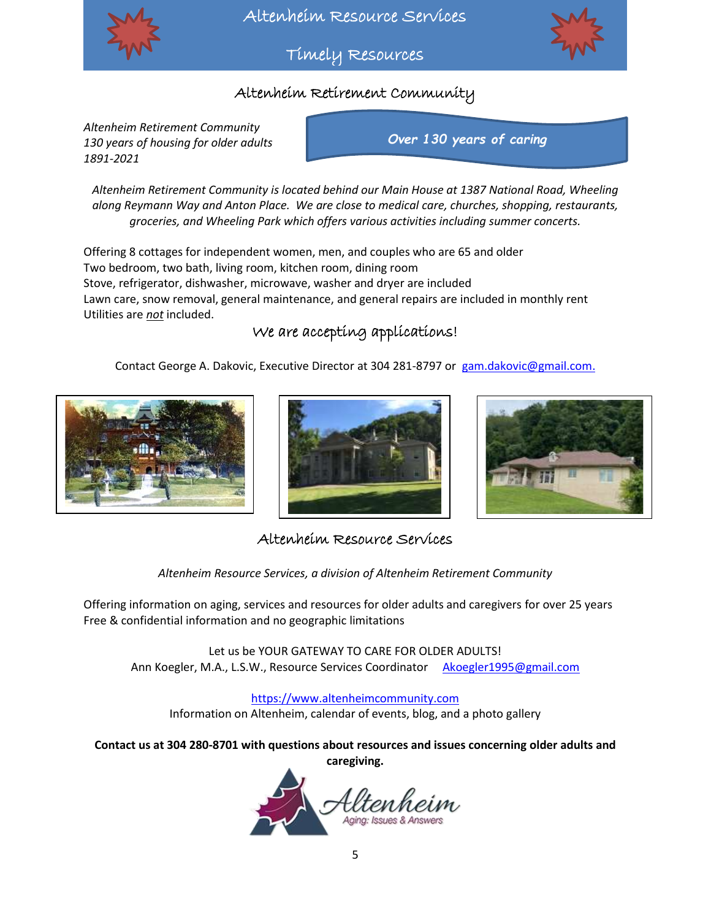# Altenheim Resource Services

## Timely Resources

## Altenheim Retirement Community

*Altenheim Retirement Community*
*130 years of housing for older adults*
*1891-2021*

***Over 130 years of caring***

*Altenheim Retirement Community is located behind our Main House at 1387 National Road, Wheeling along Reymann Way and Anton Place. We are close to medical care, churches, shopping, restaurants, groceries, and Wheeling Park which offers various activities including summer concerts.*

Offering 8 cottages for independent women, men, and couples who are 65 and older
Two bedroom, two bath, living room, kitchen room, dining room
Stove, refrigerator, dishwasher, microwave, washer and dryer are included
Lawn care, snow removal, general maintenance, and general repairs are included in monthly rent
Utilities are *not* included.

### We are accepting applications!

Contact George A. Dakovic, Executive Director at 304 281-8797 or gam.dakovic@gmail.com.

## Altenheim Resource Services

*Altenheim Resource Services, a division of Altenheim Retirement Community*

Offering information on aging, services and resources for older adults and caregivers for over 25 years
Free & confidential information and no geographic limitations

Let us be YOUR GATEWAY TO CARE FOR OLDER ADULTS!
Ann Koegler, M.A., L.S.W., Resource Services Coordinator Akoegler1995@gmail.com

https://www.altenheimcommunity.com
Information on Altenheim, calendar of events, blog, and a photo gallery

**Contact us at 304 280-8701 with questions about resources and issues concerning older adults and caregiving.**

Altenheim
Aging: Issues & Answers